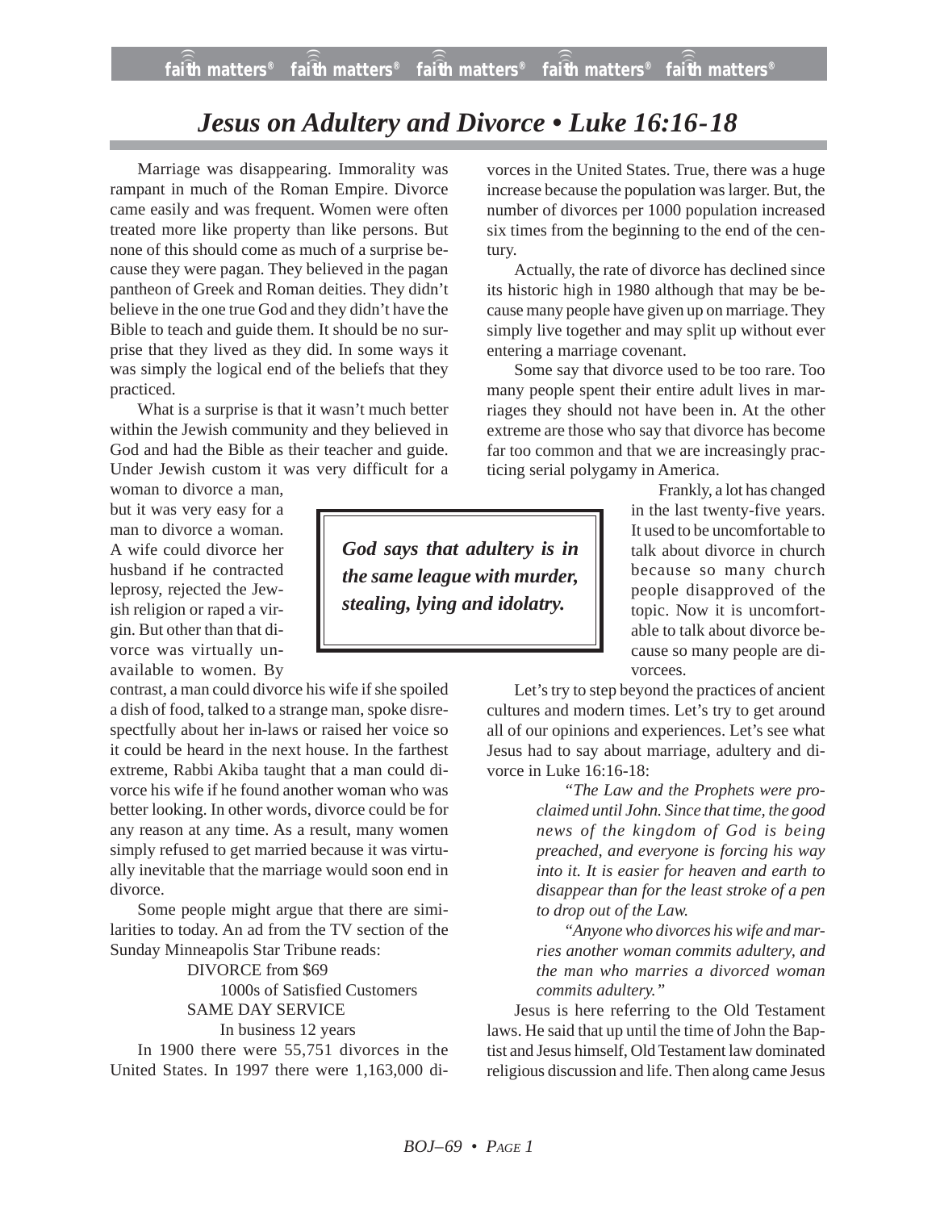# Jesus on Adultery and Divorce • Luke 16:16-18

Marriage was disappearing. Immorality was rampant in much of the Roman Empire. Divorce came easily and was frequent. Women were often treated more like property than like persons. But none of this should come as much of a surprise because they were pagan. They believed in the pagan pantheon of Greek and Roman deities. They didn't believe in the one true God and they didn't have the Bible to teach and guide them. It should be no surprise that they lived as they did. In some ways it was simply the logical end of the beliefs that they practiced.

What is a surprise is that it wasn't much better within the Jewish community and they believed in God and had the Bible as their teacher and guide. Under Jewish custom it was very difficult for a woman to divorce a man, but it was very easy for a man to divorce a woman. A wife could divorce her husband if he contracted leprosy, rejected the Jewish religion or raped a virgin. But other than that divorce was virtually unavailable to women. By contrast, a man could divorce his wife if she spoiled a dish of food, talked to a strange man, spoke disrespectfully about her in-laws or raised her voice so it could be heard in the next house. In the farthest extreme, Rabbi Akiba taught that a man could divorce his wife if he found another woman who was better looking. In other words, divorce could be for any reason at any time. As a result, many women simply refused to get married because it was virtually inevitable that the marriage would soon end in divorce.

> ***God says that adultery is in the same league with murder, stealing, lying and idolatry.***

Some people might argue that there are similarities to today. An ad from the TV section of the Sunday Minneapolis Star Tribune reads:

DIVORCE from $69
1000s of Satisfied Customers
SAME DAY SERVICE
In business 12 years

In 1900 there were 55,751 divorces in the United States. In 1997 there were 1,163,000 divorces in the United States. True, there was a huge increase because the population was larger. But, the number of divorces per 1000 population increased six times from the beginning to the end of the century.

Actually, the rate of divorce has declined since its historic high in 1980 although that may be because many people have given up on marriage. They simply live together and may split up without ever entering a marriage covenant.

Some say that divorce used to be too rare. Too many people spent their entire adult lives in marriages they should not have been in. At the other extreme are those who say that divorce has become far too common and that we are increasingly practicing serial polygamy in America.

Frankly, a lot has changed in the last twenty-five years. It used to be uncomfortable to talk about divorce in church because so many church people disapproved of the topic. Now it is uncomfortable to talk about divorce because so many people are divorcees.

Let's try to step beyond the practices of ancient cultures and modern times. Let's try to get around all of our opinions and experiences. Let's see what Jesus had to say about marriage, adultery and divorce in Luke 16:16-18:

> *"The Law and the Prophets were proclaimed until John. Since that time, the good news of the kingdom of God is being preached, and everyone is forcing his way into it. It is easier for heaven and earth to disappear than for the least stroke of a pen to drop out of the Law.*
>
> *"Anyone who divorces his wife and marries another woman commits adultery, and the man who marries a divorced woman commits adultery."*

Jesus is here referring to the Old Testament laws. He said that up until the time of John the Baptist and Jesus himself, Old Testament law dominated religious discussion and life. Then along came Jesus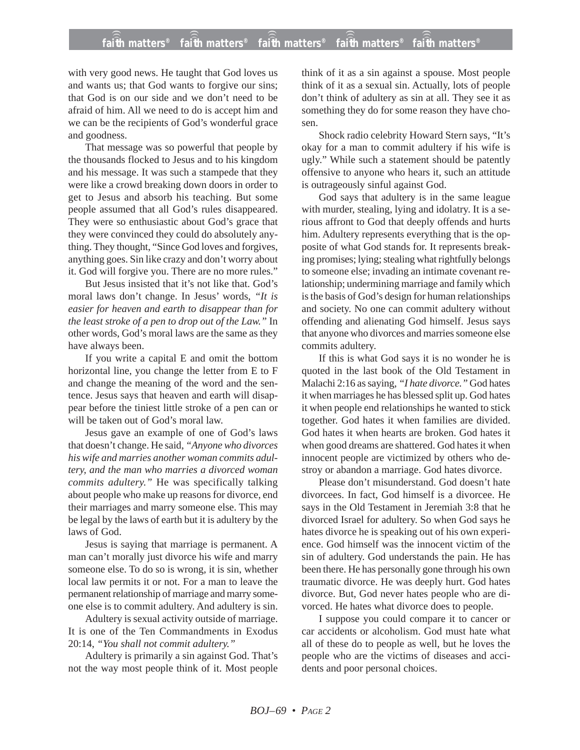with very good news. He taught that God loves us and wants us; that God wants to forgive our sins; that God is on our side and we don't need to be afraid of him. All we need to do is accept him and we can be the recipients of God's wonderful grace and goodness.

That message was so powerful that people by the thousands flocked to Jesus and to his kingdom and his message. It was such a stampede that they were like a crowd breaking down doors in order to get to Jesus and absorb his teaching. But some people assumed that all God's rules disappeared. They were so enthusiastic about God's grace that they were convinced they could do absolutely anything. They thought, "Since God loves and forgives, anything goes. Sin like crazy and don't worry about it. God will forgive you. There are no more rules."

But Jesus insisted that it's not like that. God's moral laws don't change. In Jesus' words, *"It is easier for heaven and earth to disappear than for the least stroke of a pen to drop out of the Law."* In other words, God's moral laws are the same as they have always been.

If you write a capital E and omit the bottom horizontal line, you change the letter from E to F and change the meaning of the word and the sentence. Jesus says that heaven and earth will disappear before the tiniest little stroke of a pen can or will be taken out of God's moral law.

Jesus gave an example of one of God's laws that doesn't change. He said, *"Anyone who divorces his wife and marries another woman commits adultery, and the man who marries a divorced woman commits adultery."* He was specifically talking about people who make up reasons for divorce, end their marriages and marry someone else. This may be legal by the laws of earth but it is adultery by the laws of God.

Jesus is saying that marriage is permanent. A man can't morally just divorce his wife and marry someone else. To do so is wrong, it is sin, whether local law permits it or not. For a man to leave the permanent relationship of marriage and marry someone else is to commit adultery. And adultery is sin.

Adultery is sexual activity outside of marriage. It is one of the Ten Commandments in Exodus 20:14, *"You shall not commit adultery."*

Adultery is primarily a sin against God. That's not the way most people think of it. Most people think of it as a sin against a spouse. Most people think of it as a sexual sin. Actually, lots of people don't think of adultery as sin at all. They see it as something they do for some reason they have chosen.

Shock radio celebrity Howard Stern says, "It's okay for a man to commit adultery if his wife is ugly." While such a statement should be patently offensive to anyone who hears it, such an attitude is outrageously sinful against God.

God says that adultery is in the same league with murder, stealing, lying and idolatry. It is a serious affront to God that deeply offends and hurts him. Adultery represents everything that is the opposite of what God stands for. It represents breaking promises; lying; stealing what rightfully belongs to someone else; invading an intimate covenant relationship; undermining marriage and family which is the basis of God's design for human relationships and society. No one can commit adultery without offending and alienating God himself. Jesus says that anyone who divorces and marries someone else commits adultery.

If this is what God says it is no wonder he is quoted in the last book of the Old Testament in Malachi 2:16 as saying, *"I hate divorce."* God hates it when marriages he has blessed split up. God hates it when people end relationships he wanted to stick together. God hates it when families are divided. God hates it when hearts are broken. God hates it when good dreams are shattered. God hates it when innocent people are victimized by others who destroy or abandon a marriage. God hates divorce.

Please don't misunderstand. God doesn't hate divorcees. In fact, God himself is a divorcee. He says in the Old Testament in Jeremiah 3:8 that he divorced Israel for adultery. So when God says he hates divorce he is speaking out of his own experience. God himself was the innocent victim of the sin of adultery. God understands the pain. He has been there. He has personally gone through his own traumatic divorce. He was deeply hurt. God hates divorce. But, God never hates people who are divorced. He hates what divorce does to people.

I suppose you could compare it to cancer or car accidents or alcoholism. God must hate what all of these do to people as well, but he loves the people who are the victims of diseases and accidents and poor personal choices.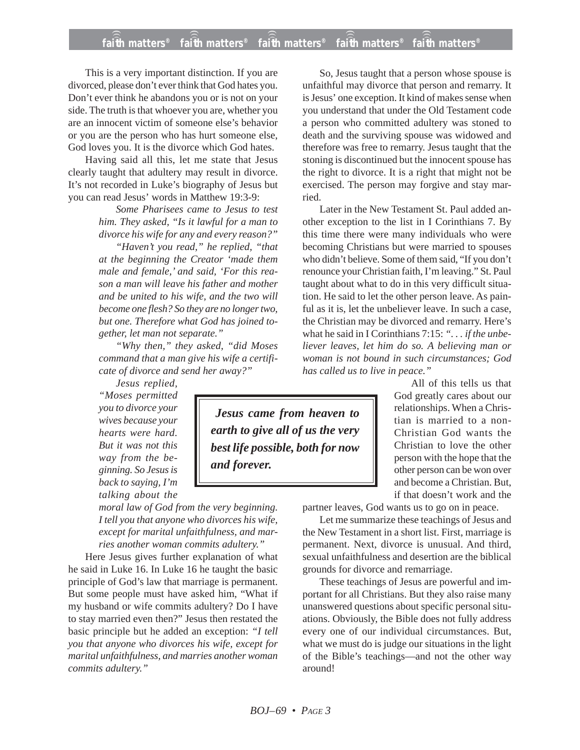This is a very important distinction. If you are divorced, please don't ever think that God hates you. Don't ever think he abandons you or is not on your side. The truth is that whoever you are, whether you are an innocent victim of someone else's behavior or you are the person who has hurt someone else, God loves you. It is the divorce which God hates.

Having said all this, let me state that Jesus clearly taught that adultery may result in divorce. It's not recorded in Luke's biography of Jesus but you can read Jesus' words in Matthew 19:3-9:

> *Some Pharisees came to Jesus to test him. They asked, "Is it lawful for a man to divorce his wife for any and every reason?"*
>
> *"Haven't you read," he replied, "that at the beginning the Creator 'made them male and female,' and said, 'For this reason a man will leave his father and mother and be united to his wife, and the two will become one flesh? So they are no longer two, but one. Therefore what God has joined together, let man not separate."*
>
> *"Why then," they asked, "did Moses command that a man give his wife a certificate of divorce and send her away?"*
>
> *Jesus replied, "Moses permitted you to divorce your wives because your hearts were hard. But it was not this way from the beginning. So Jesus is back to saying, I'm talking about the moral law of God from the very beginning. I tell you that anyone who divorces his wife, except for marital unfaithfulness, and marries another woman commits adultery."*

Here Jesus gives further explanation of what he said in Luke 16. In Luke 16 he taught the basic principle of God's law that marriage is permanent. But some people must have asked him, "What if my husband or wife commits adultery? Do I have to stay married even then?" Jesus then restated the basic principle but he added an exception: *"I tell you that anyone who divorces his wife, except for marital unfaithfulness, and marries another woman commits adultery."*

So, Jesus taught that a person whose spouse is unfaithful may divorce that person and remarry. It is Jesus' one exception. It kind of makes sense when you understand that under the Old Testament code a person who committed adultery was stoned to death and the surviving spouse was widowed and therefore was free to remarry. Jesus taught that the stoning is discontinued but the innocent spouse has the right to divorce. It is a right that might not be exercised. The person may forgive and stay married.

Later in the New Testament St. Paul added another exception to the list in I Corinthians 7. By this time there were many individuals who were becoming Christians but were married to spouses who didn't believe. Some of them said, "If you don't renounce your Christian faith, I'm leaving." St. Paul taught about what to do in this very difficult situation. He said to let the other person leave. As painful as it is, let the unbeliever leave. In such a case, the Christian may be divorced and remarry. Here's what he said in I Corinthians 7:15: *". . . if the unbeliever leaves, let him do so. A believing man or woman is not bound in such circumstances; God has called us to live in peace."*

> ***Jesus came from heaven to earth to give all of us the very best life possible, both for now and forever.***

All of this tells us that God greatly cares about our relationships. When a Christian is married to a non-Christian God wants the Christian to love the other person with the hope that the other person can be won over and become a Christian. But, if that doesn't work and the partner leaves, God wants us to go on in peace.

Let me summarize these teachings of Jesus and the New Testament in a short list. First, marriage is permanent. Next, divorce is unusual. And third, sexual unfaithfulness and desertion are the biblical grounds for divorce and remarriage.

These teachings of Jesus are powerful and important for all Christians. But they also raise many unanswered questions about specific personal situations. Obviously, the Bible does not fully address every one of our individual circumstances. But, what we must do is judge our situations in the light of the Bible's teachings—and not the other way around!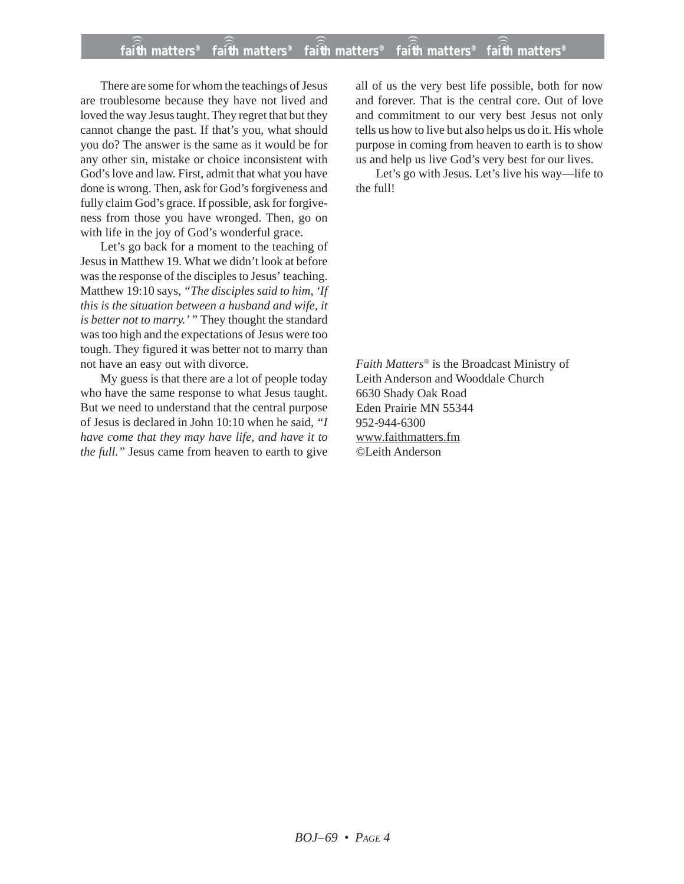There are some for whom the teachings of Jesus are troublesome because they have not lived and loved the way Jesus taught. They regret that but they cannot change the past. If that's you, what should you do? The answer is the same as it would be for any other sin, mistake or choice inconsistent with God's love and law. First, admit that what you have done is wrong. Then, ask for God's forgiveness and fully claim God's grace. If possible, ask for forgiveness from those you have wronged. Then, go on with life in the joy of God's wonderful grace.

Let's go back for a moment to the teaching of Jesus in Matthew 19. What we didn't look at before was the response of the disciples to Jesus' teaching. Matthew 19:10 says, *"The disciples said to him, 'If this is the situation between a husband and wife, it is better not to marry.'"* They thought the standard was too high and the expectations of Jesus were too tough. They figured it was better not to marry than not have an easy out with divorce.

My guess is that there are a lot of people today who have the same response to what Jesus taught. But we need to understand that the central purpose of Jesus is declared in John 10:10 when he said, *"I have come that they may have life, and have it to the full."* Jesus came from heaven to earth to give all of us the very best life possible, both for now and forever. That is the central core. Out of love and commitment to our very best Jesus not only tells us how to live but also helps us do it. His whole purpose in coming from heaven to earth is to show us and help us live God's very best for our lives.

Let's go with Jesus. Let's live his way—life to the full!

*Faith Matters*® is the Broadcast Ministry of
Leith Anderson and Wooddale Church
6630 Shady Oak Road
Eden Prairie MN 55344
952-944-6300
www.faithmatters.fm
©Leith Anderson